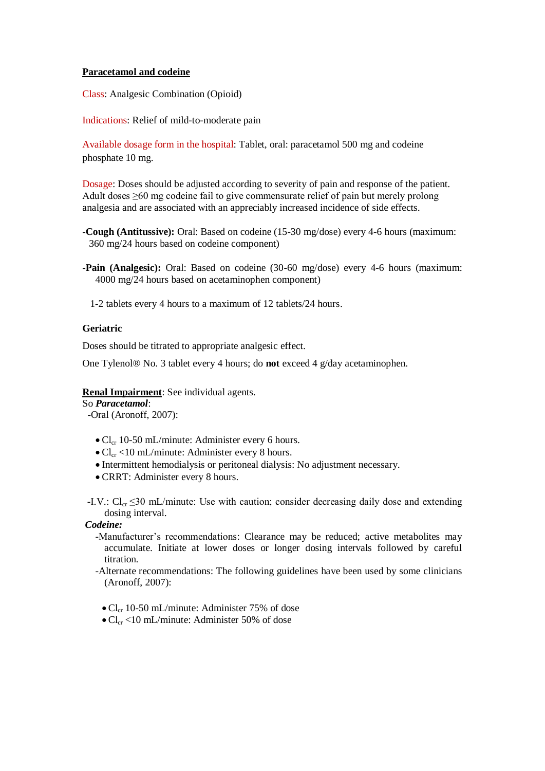**Paracetamol and codeine**

Class: Analgesic Combination (Opioid)

Indications: Relief of mild-to-moderate pain

Available dosage form in the hospital: Tablet, oral: paracetamol 500 mg and codeine phosphate 10 mg.

Dosage: Doses should be adjusted according to severity of pain and response of the patient. Adult doses ≥60 mg codeine fail to give commensurate relief of pain but merely prolong analgesia and are associated with an appreciably increased incidence of side effects.

**-Cough (Antitussive):** Oral: Based on codeine (15-30 mg/dose) every 4-6 hours (maximum: 360 mg/24 hours based on codeine component)

**-Pain (Analgesic):** Oral: Based on codeine (30-60 mg/dose) every 4-6 hours (maximum: 4000 mg/24 hours based on acetaminophen component)

1-2 tablets every 4 hours to a maximum of 12 tablets/24 hours.

**Geriatric**

Doses should be titrated to appropriate analgesic effect.

One Tylenol® No. 3 tablet every 4 hours; do **not** exceed 4 g/day acetaminophen.

**Renal Impairment**: See individual agents.

So ***Paracetamol***:

-Oral (Aronoff, 2007):

- $Cl_{cr}$ 10-50 mL/minute: Administer every 6 hours.
- $Cl_{cr}$ <10 mL/minute: Administer every 8 hours.
- Intermittent hemodialysis or peritoneal dialysis: No adjustment necessary.
- CRRT: Administer every 8 hours.

-I.V.: $Cl_{cr}$ ≤30 mL/minute: Use with caution; consider decreasing daily dose and extending dosing interval.

***Codeine:***

-Manufacturer's recommendations: Clearance may be reduced; active metabolites may accumulate. Initiate at lower doses or longer dosing intervals followed by careful titration.

-Alternate recommendations: The following guidelines have been used by some clinicians (Aronoff, 2007):

- $Cl_{cr}$ 10-50 mL/minute: Administer 75% of dose
- $Cl_{cr}$ <10 mL/minute: Administer 50% of dose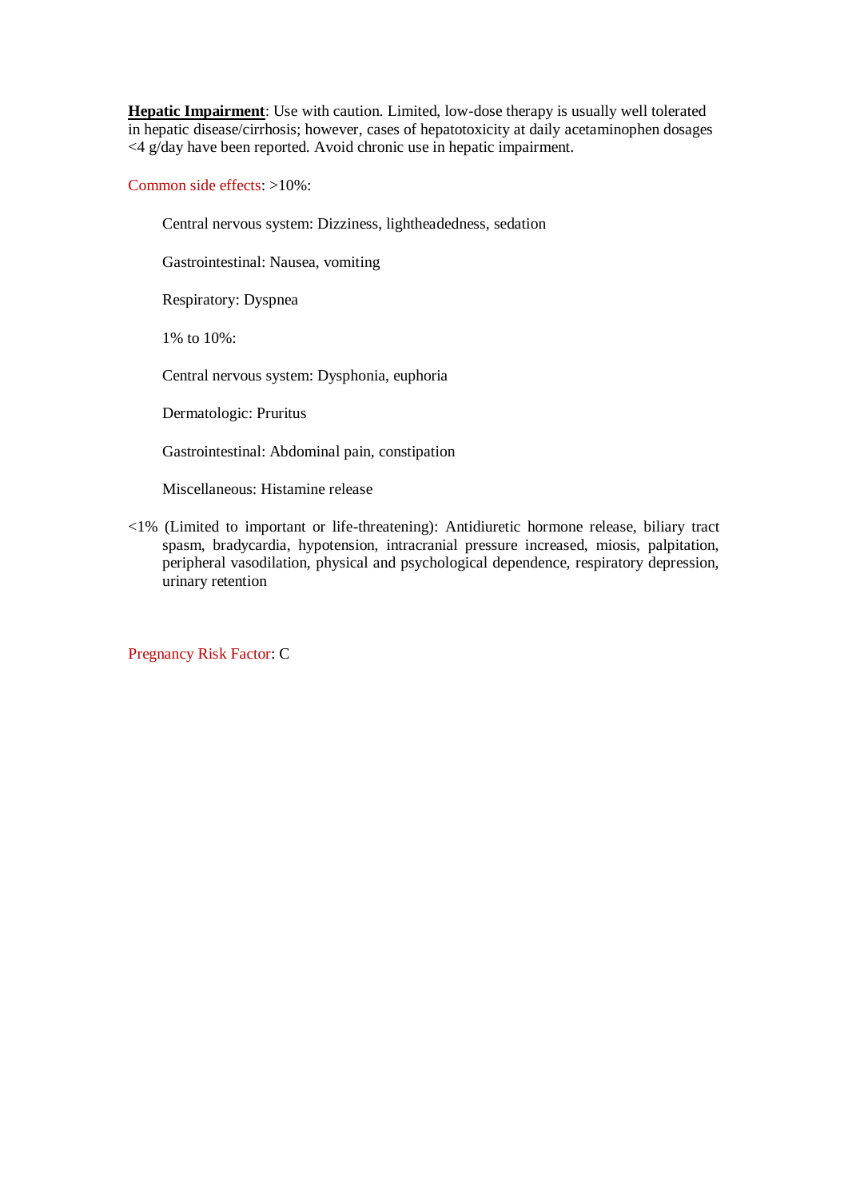**Hepatic Impairment**: Use with caution. Limited, low-dose therapy is usually well tolerated in hepatic disease/cirrhosis; however, cases of hepatotoxicity at daily acetaminophen dosages <4 g/day have been reported. Avoid chronic use in hepatic impairment.

Common side effects: >10%:

Central nervous system: Dizziness, lightheadedness, sedation

Gastrointestinal: Nausea, vomiting

Respiratory: Dyspnea

1% to 10%:

Central nervous system: Dysphonia, euphoria

Dermatologic: Pruritus

Gastrointestinal: Abdominal pain, constipation

Miscellaneous: Histamine release

<1% (Limited to important or life-threatening): Antidiuretic hormone release, biliary tract spasm, bradycardia, hypotension, intracranial pressure increased, miosis, palpitation, peripheral vasodilation, physical and psychological dependence, respiratory depression, urinary retention

Pregnancy Risk Factor: C